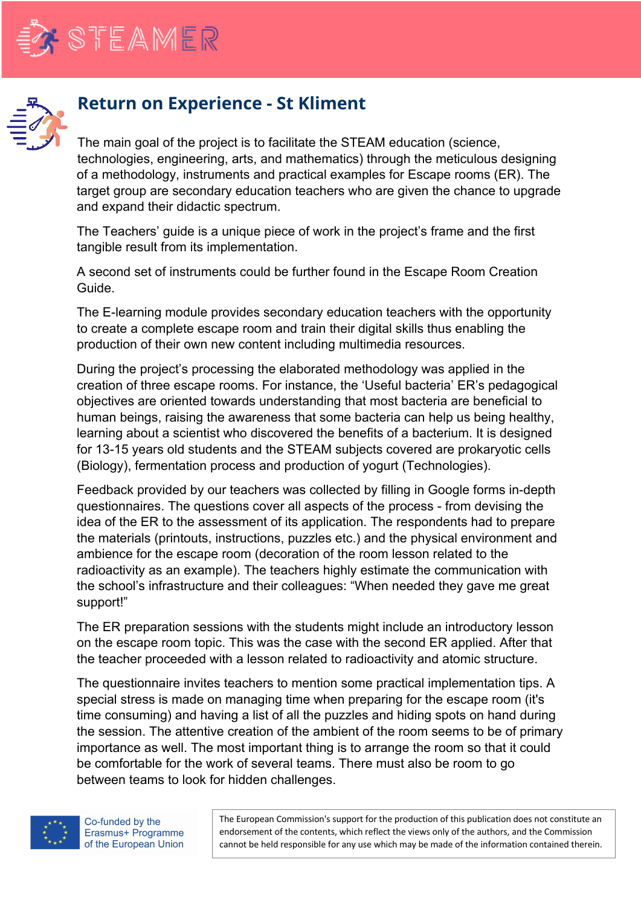# Return on Experience - St Kliment

The main goal of the project is to facilitate the STEAM education (science, technologies, engineering, arts, and mathematics) through the meticulous designing of a methodology, instruments and practical examples for Escape rooms (ER). The target group are secondary education teachers who are given the chance to upgrade and expand their didactic spectrum.

The Teachers' guide is a unique piece of work in the project's frame and the first tangible result from its implementation.

A second set of instruments could be further found in the Escape Room Creation Guide.

The E-learning module provides secondary education teachers with the opportunity to create a complete escape room and train their digital skills thus enabling the production of their own new content including multimedia resources.

During the project's processing the elaborated methodology was applied in the creation of three escape rooms. For instance, the 'Useful bacteria' ER's pedagogical objectives are oriented towards understanding that most bacteria are beneficial to human beings, raising the awareness that some bacteria can help us being healthy, learning about a scientist who discovered the benefits of a bacterium. It is designed for 13-15 years old students and the STEAM subjects covered are prokaryotic cells (Biology), fermentation process and production of yogurt (Technologies).

Feedback provided by our teachers was collected by filling in Google forms in-depth questionnaires. The questions cover all aspects of the process - from devising the idea of the ER to the assessment of its application. The respondents had to prepare the materials (printouts, instructions, puzzles etc.) and the physical environment and ambience for the escape room (decoration of the room lesson related to the radioactivity as an example). The teachers highly estimate the communication with the school's infrastructure and their colleagues: "When needed they gave me great support!"

The ER preparation sessions with the students might include an introductory lesson on the escape room topic. This was the case with the second ER applied. After that the teacher proceeded with a lesson related to radioactivity and atomic structure.

The questionnaire invites teachers to mention some practical implementation tips. A special stress is made on managing time when preparing for the escape room (it's time consuming) and having a list of all the puzzles and hiding spots on hand during the session. The attentive creation of the ambient of the room seems to be of primary importance as well. The most important thing is to arrange the room so that it could be comfortable for the work of several teams. There must also be room to go between teams to look for hidden challenges.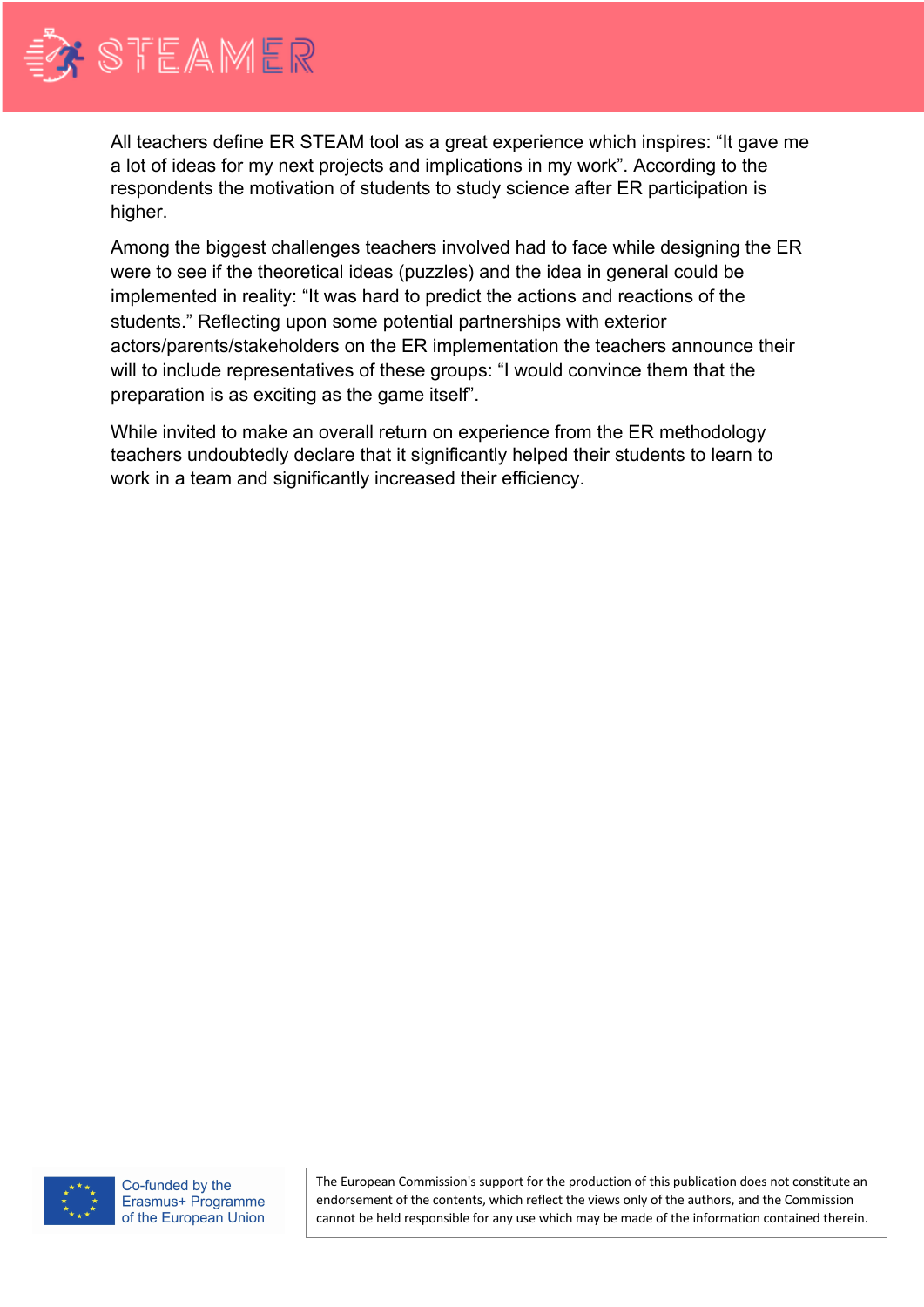All teachers define ER STEAM tool as a great experience which inspires: "It gave me a lot of ideas for my next projects and implications in my work". According to the respondents the motivation of students to study science after ER participation is higher.

Among the biggest challenges teachers involved had to face while designing the ER were to see if the theoretical ideas (puzzles) and the idea in general could be implemented in reality: "It was hard to predict the actions and reactions of the students." Reflecting upon some potential partnerships with exterior actors/parents/stakeholders on the ER implementation the teachers announce their will to include representatives of these groups: "I would convince them that the preparation is as exciting as the game itself".

While invited to make an overall return on experience from the ER methodology teachers undoubtedly declare that it significantly helped their students to learn to work in a team and significantly increased their efficiency.